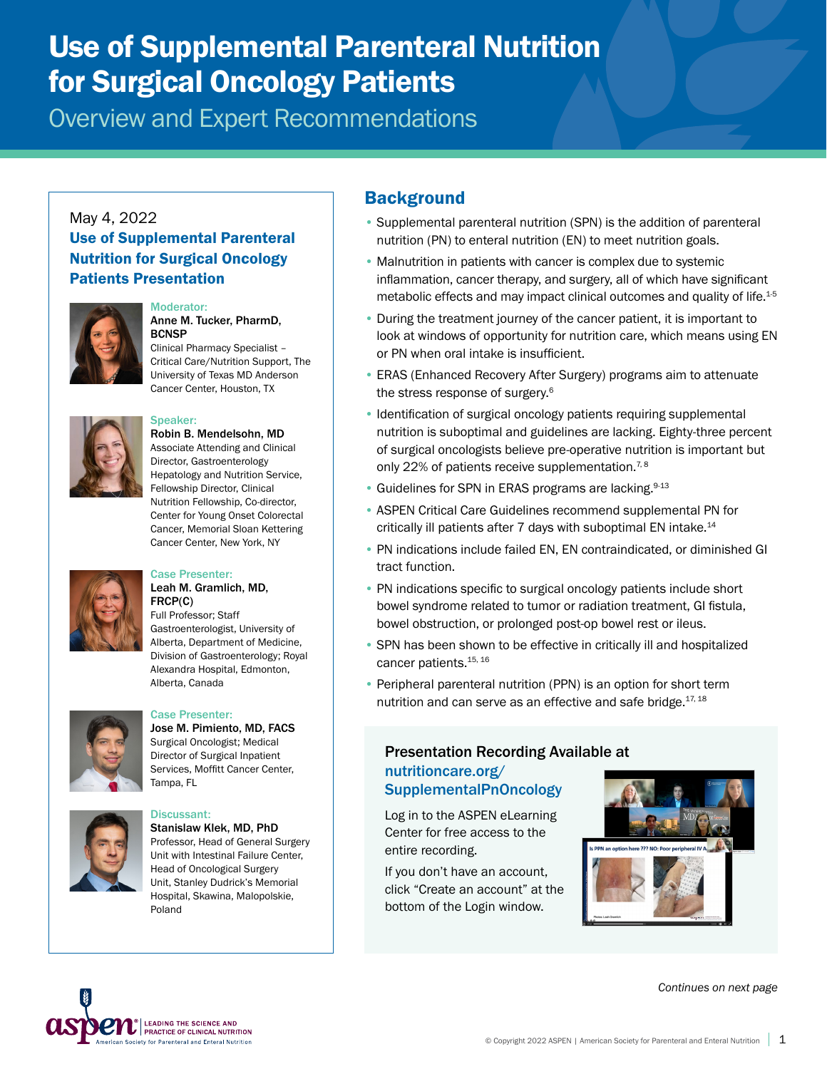// Use of Supplemental Parenteral Nutrition for Surgical Oncology Patients

# Use of Supplemental Parenteral Nutrition for Surgical Oncology Patients

## Overview and Expert Recommendations

May 4, 2022

**Use of Supplemental Parenteral Nutrition for Surgical Oncology Patients Presentation**

**Moderator:**
**Anne M. Tucker, PharmD, BCNSP**
Clinical Pharmacy Specialist – Critical Care/Nutrition Support, The University of Texas MD Anderson Cancer Center, Houston, TX

**Speaker:**
**Robin B. Mendelsohn, MD**
Associate Attending and Clinical Director, Gastroenterology Hepatology and Nutrition Service, Fellowship Director, Clinical Nutrition Fellowship, Co-director, Center for Young Onset Colorectal Cancer, Memorial Sloan Kettering Cancer Center, New York, NY

**Case Presenter:**
**Leah M. Gramlich, MD, FRCP(C)**
Full Professor; Staff Gastroenterologist, University of Alberta, Department of Medicine, Division of Gastroenterology; Royal Alexandra Hospital, Edmonton, Alberta, Canada

**Case Presenter:**
**Jose M. Pimiento, MD, FACS**
Surgical Oncologist; Medical Director of Surgical Inpatient Services, Moffitt Cancer Center, Tampa, FL

**Discussant:**
**Stanislaw Klek, MD, PhD**
Professor, Head of General Surgery Unit with Intestinal Failure Center, Head of Oncological Surgery Unit, Stanley Dudrick's Memorial Hospital, Skawina, Malopolskie, Poland

## Background

- Supplemental parenteral nutrition (SPN) is the addition of parenteral nutrition (PN) to enteral nutrition (EN) to meet nutrition goals.
- Malnutrition in patients with cancer is complex due to systemic inflammation, cancer therapy, and surgery, all of which have significant metabolic effects and may impact clinical outcomes and quality of life.[1-5]
- During the treatment journey of the cancer patient, it is important to look at windows of opportunity for nutrition care, which means using EN or PN when oral intake is insufficient.
- ERAS (Enhanced Recovery After Surgery) programs aim to attenuate the stress response of surgery.[6]
- Identification of surgical oncology patients requiring supplemental nutrition is suboptimal and guidelines are lacking. Eighty-three percent of surgical oncologists believe pre-operative nutrition is important but only 22% of patients receive supplementation.[7, 8]
- Guidelines for SPN in ERAS programs are lacking.[9-13]
- ASPEN Critical Care Guidelines recommend supplemental PN for critically ill patients after 7 days with suboptimal EN intake.[14]
- PN indications include failed EN, EN contraindicated, or diminished GI tract function.
- PN indications specific to surgical oncology patients include short bowel syndrome related to tumor or radiation treatment, GI fistula, bowel obstruction, or prolonged post-op bowel rest or ileus.
- SPN has been shown to be effective in critically ill and hospitalized cancer patients.[15, 16]
- Peripheral parenteral nutrition (PPN) is an option for short term nutrition and can serve as an effective and safe bridge.[17, 18]

**Presentation Recording Available at nutritioncare.org/SupplementalPnOncology**

Log in to the ASPEN eLearning Center for free access to the entire recording.

If you don't have an account, click "Create an account" at the bottom of the Login window.

*Continues on next page*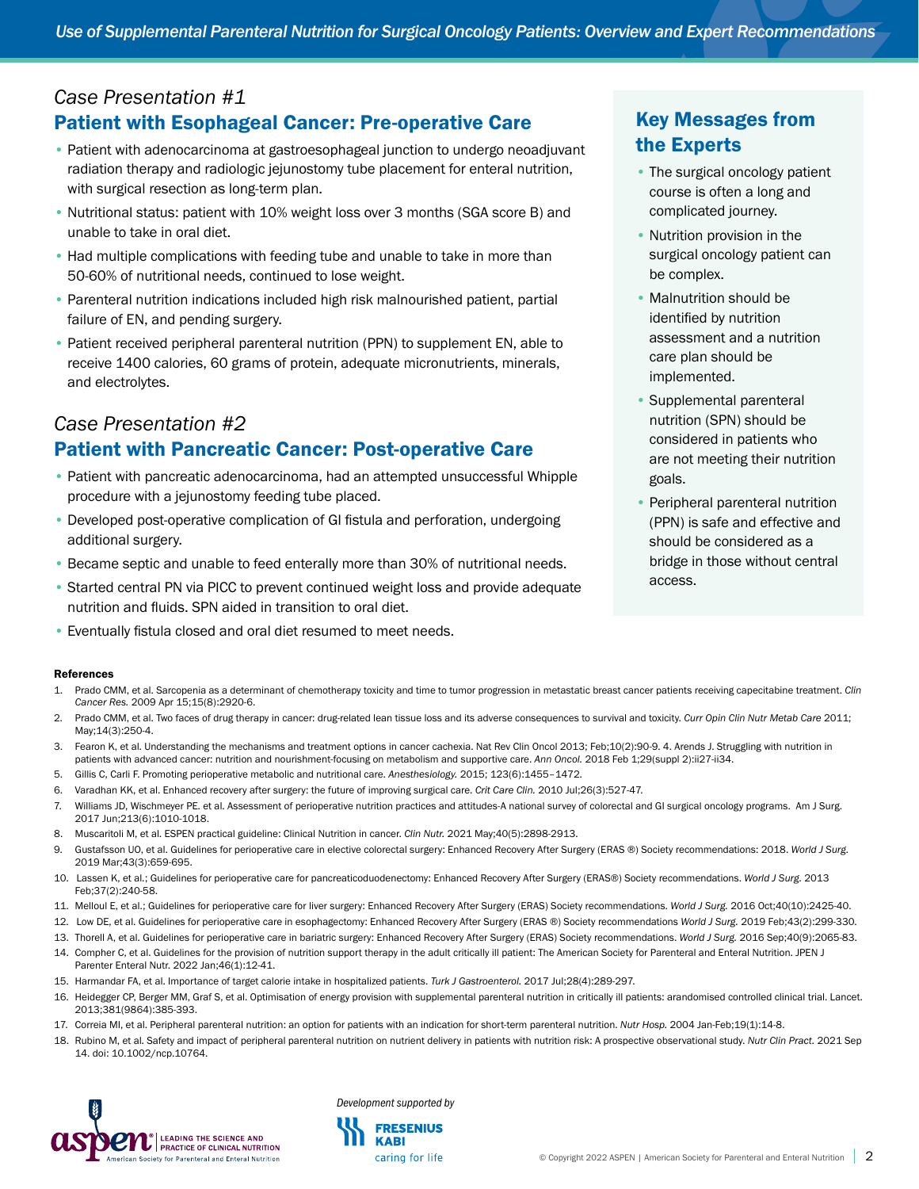*Case Presentation #1*

## Patient with Esophageal Cancer: Pre-operative Care

- Patient with adenocarcinoma at gastroesophageal junction to undergo neoadjuvant radiation therapy and radiologic jejunostomy tube placement for enteral nutrition, with surgical resection as long-term plan.
- Nutritional status: patient with 10% weight loss over 3 months (SGA score B) and unable to take in oral diet.
- Had multiple complications with feeding tube and unable to take in more than 50-60% of nutritional needs, continued to lose weight.
- Parenteral nutrition indications included high risk malnourished patient, partial failure of EN, and pending surgery.
- Patient received peripheral parenteral nutrition (PPN) to supplement EN, able to receive 1400 calories, 60 grams of protein, adequate micronutrients, minerals, and electrolytes.

*Case Presentation #2*

## Patient with Pancreatic Cancer: Post-operative Care

- Patient with pancreatic adenocarcinoma, had an attempted unsuccessful Whipple procedure with a jejunostomy feeding tube placed.
- Developed post-operative complication of GI fistula and perforation, undergoing additional surgery.
- Became septic and unable to feed enterally more than 30% of nutritional needs.
- Started central PN via PICC to prevent continued weight loss and provide adequate nutrition and fluids. SPN aided in transition to oral diet.
- Eventually fistula closed and oral diet resumed to meet needs.

## Key Messages from the Experts

- The surgical oncology patient course is often a long and complicated journey.
- Nutrition provision in the surgical oncology patient can be complex.
- Malnutrition should be identified by nutrition assessment and a nutrition care plan should be implemented.
- Supplemental parenteral nutrition (SPN) should be considered in patients who are not meeting their nutrition goals.
- Peripheral parenteral nutrition (PPN) is safe and effective and should be considered as a bridge in those without central access.

#### References

1. Prado CMM, et al. Sarcopenia as a determinant of chemotherapy toxicity and time to tumor progression in metastatic breast cancer patients receiving capecitabine treatment. *Clin Cancer Res.* 2009 Apr 15;15(8):2920-6.
2. Prado CMM, et al. Two faces of drug therapy in cancer: drug-related lean tissue loss and its adverse consequences to survival and toxicity. *Curr Opin Clin Nutr Metab Care* 2011; May;14(3):250-4.
3. Fearon K, et al. Understanding the mechanisms and treatment options in cancer cachexia. Nat Rev Clin Oncol 2013; Feb;10(2):90-9. 4. Arends J. Struggling with nutrition in patients with advanced cancer: nutrition and nourishment-focusing on metabolism and supportive care. *Ann Oncol.* 2018 Feb 1;29(suppl 2):ii27-ii34.
5. Gillis C, Carli F. Promoting perioperative metabolic and nutritional care. *Anesthesiology.* 2015; 123(6):1455–1472.
6. Varadhan KK, et al. Enhanced recovery after surgery: the future of improving surgical care. *Crit Care Clin.* 2010 Jul;26(3):527-47.
7. Williams JD, Wischmeyer PE. et al. Assessment of perioperative nutrition practices and attitudes-A national survey of colorectal and GI surgical oncology programs. Am J Surg. 2017 Jun;213(6):1010-1018.
8. Muscaritoli M, et al. ESPEN practical guideline: Clinical Nutrition in cancer. *Clin Nutr.* 2021 May;40(5):2898-2913.
9. Gustafsson UO, et al. Guidelines for perioperative care in elective colorectal surgery: Enhanced Recovery After Surgery (ERAS ®) Society recommendations: 2018. *World J Surg.* 2019 Mar;43(3):659-695.
10. Lassen K, et al.; Guidelines for perioperative care for pancreaticoduodenectomy: Enhanced Recovery After Surgery (ERAS®) Society recommendations. *World J Surg.* 2013 Feb;37(2):240-58.
11. Melloul E, et al.; Guidelines for perioperative care for liver surgery: Enhanced Recovery After Surgery (ERAS) Society recommendations. *World J Surg.* 2016 Oct;40(10):2425-40.
12. Low DE, et al. Guidelines for perioperative care in esophagectomy: Enhanced Recovery After Surgery (ERAS ®) Society recommendations *World J Surg.* 2019 Feb;43(2):299-330.
13. Thorell A, et al. Guidelines for perioperative care in bariatric surgery: Enhanced Recovery After Surgery (ERAS) Society recommendations. *World J Surg.* 2016 Sep;40(9):2065-83.
14. Compher C, et al. Guidelines for the provision of nutrition support therapy in the adult critically ill patient: The American Society for Parenteral and Enteral Nutrition. JPEN J Parenter Enteral Nutr. 2022 Jan;46(1):12-41.
15. Harmandar FA, et al. Importance of target calorie intake in hospitalized patients. *Turk J Gastroenterol.* 2017 Jul;28(4):289-297.
16. Heidegger CP, Berger MM, Graf S, et al. Optimisation of energy provision with supplemental parenteral nutrition in critically ill patients: arandomised controlled clinical trial. Lancet. 2013;381(9864):385-393.
17. Correia MI, et al. Peripheral parenteral nutrition: an option for patients with an indication for short-term parenteral nutrition. *Nutr Hosp.* 2004 Jan-Feb;19(1):14-8.
18. Rubino M, et al. Safety and impact of peripheral parenteral nutrition on nutrient delivery in patients with nutrition risk: A prospective observational study. *Nutr Clin Pract.* 2021 Sep 14. doi: 10.1002/ncp.10764.

aspen® | LEADING THE SCIENCE AND PRACTICE OF CLINICAL NUTRITION
American Society for Parenteral and Enteral Nutrition

*Development supported by*

FRESENIUS KABI
caring for life

© Copyright 2022 ASPEN | American Society for Parenteral and Enteral Nutrition